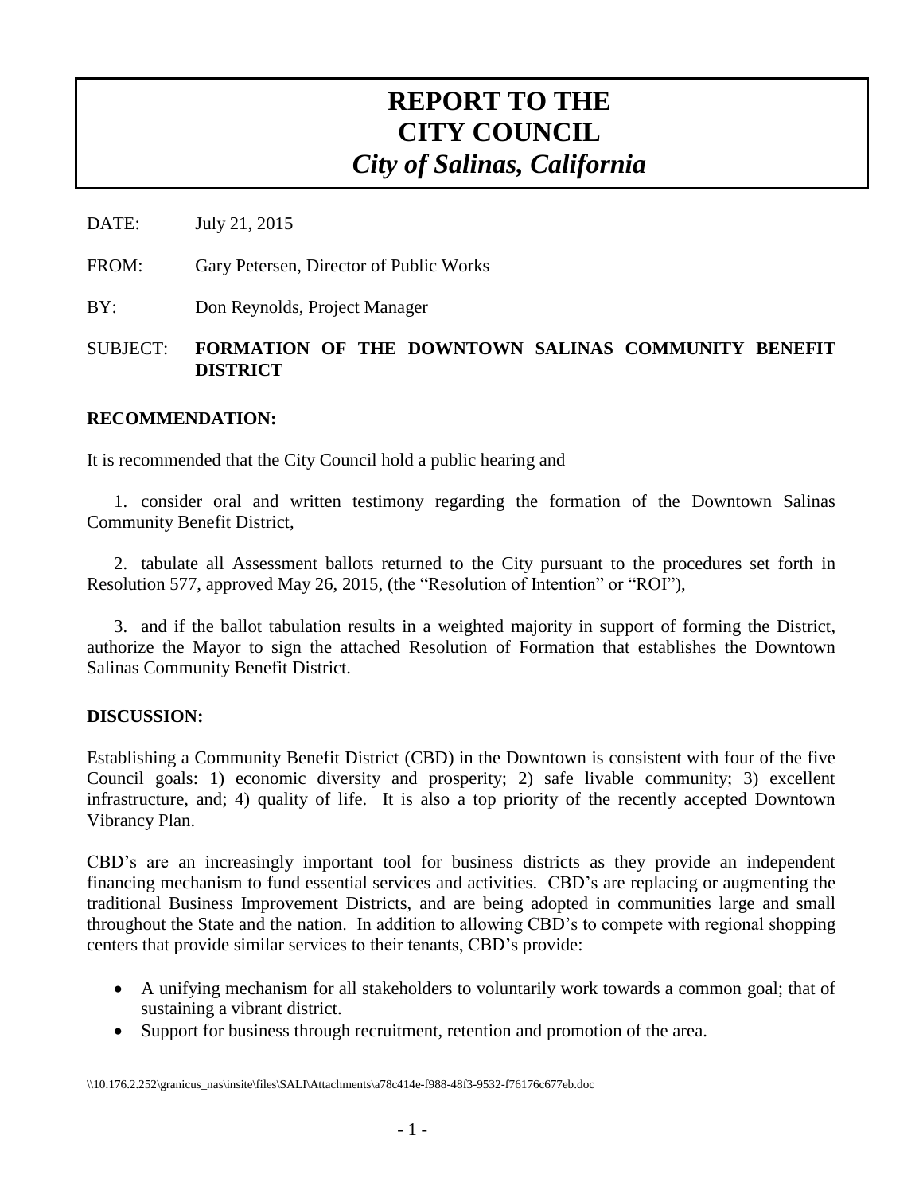# REPORT TO THE CITY COUNCIL
## *City of Salinas, California*

DATE: July 21, 2015

FROM: Gary Petersen, Director of Public Works

BY: Don Reynolds, Project Manager

SUBJECT: **FORMATION OF THE DOWNTOWN SALINAS COMMUNITY BENEFIT DISTRICT**

**RECOMMENDATION:**

It is recommended that the City Council hold a public hearing and

1. consider oral and written testimony regarding the formation of the Downtown Salinas Community Benefit District,

2. tabulate all Assessment ballots returned to the City pursuant to the procedures set forth in Resolution 577, approved May 26, 2015, (the "Resolution of Intention" or "ROI"),

3. and if the ballot tabulation results in a weighted majority in support of forming the District, authorize the Mayor to sign the attached Resolution of Formation that establishes the Downtown Salinas Community Benefit District.

**DISCUSSION:**

Establishing a Community Benefit District (CBD) in the Downtown is consistent with four of the five Council goals: 1) economic diversity and prosperity; 2) safe livable community; 3) excellent infrastructure, and; 4) quality of life. It is also a top priority of the recently accepted Downtown Vibrancy Plan.

CBD's are an increasingly important tool for business districts as they provide an independent financing mechanism to fund essential services and activities. CBD's are replacing or augmenting the traditional Business Improvement Districts, and are being adopted in communities large and small throughout the State and the nation. In addition to allowing CBD's to compete with regional shopping centers that provide similar services to their tenants, CBD's provide:

- A unifying mechanism for all stakeholders to voluntarily work towards a common goal; that of sustaining a vibrant district.
- Support for business through recruitment, retention and promotion of the area.

\\10.176.2.252\granicus_nas\insite\files\SALI\Attachments\a78c414e-f988-48f3-9532-f76176c677eb.doc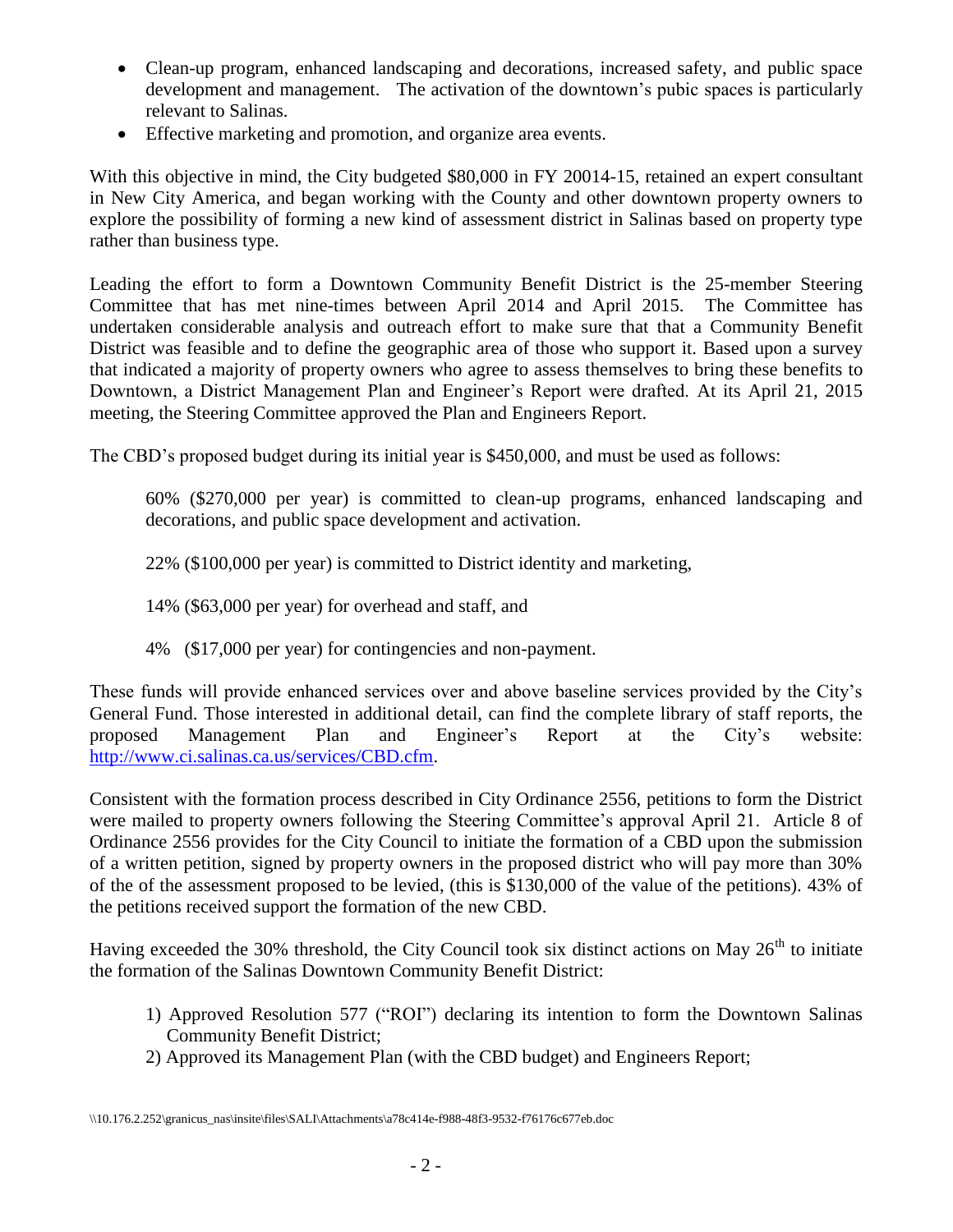- Clean-up program, enhanced landscaping and decorations, increased safety, and public space development and management. The activation of the downtown's pubic spaces is particularly relevant to Salinas.
- Effective marketing and promotion, and organize area events.

With this objective in mind, the City budgeted $80,000 in FY 20014-15, retained an expert consultant in New City America, and began working with the County and other downtown property owners to explore the possibility of forming a new kind of assessment district in Salinas based on property type rather than business type.

Leading the effort to form a Downtown Community Benefit District is the 25-member Steering Committee that has met nine-times between April 2014 and April 2015. The Committee has undertaken considerable analysis and outreach effort to make sure that that a Community Benefit District was feasible and to define the geographic area of those who support it. Based upon a survey that indicated a majority of property owners who agree to assess themselves to bring these benefits to Downtown, a District Management Plan and Engineer's Report were drafted. At its April 21, 2015 meeting, the Steering Committee approved the Plan and Engineers Report.

The CBD's proposed budget during its initial year is $450,000, and must be used as follows:

> 60% ($270,000 per year) is committed to clean-up programs, enhanced landscaping and decorations, and public space development and activation.
>
> 22% ($100,000 per year) is committed to District identity and marketing,
>
> 14% ($63,000 per year) for overhead and staff, and
>
> 4% ($17,000 per year) for contingencies and non-payment.

These funds will provide enhanced services over and above baseline services provided by the City's General Fund. Those interested in additional detail, can find the complete library of staff reports, the proposed Management Plan and Engineer's Report at the City's website: http://www.ci.salinas.ca.us/services/CBD.cfm.

Consistent with the formation process described in City Ordinance 2556, petitions to form the District were mailed to property owners following the Steering Committee's approval April 21. Article 8 of Ordinance 2556 provides for the City Council to initiate the formation of a CBD upon the submission of a written petition, signed by property owners in the proposed district who will pay more than 30% of the of the assessment proposed to be levied, (this is $130,000 of the value of the petitions). 43% of the petitions received support the formation of the new CBD.

Having exceeded the 30% threshold, the City Council took six distinct actions on May 26th to initiate the formation of the Salinas Downtown Community Benefit District:

1) Approved Resolution 577 ("ROI") declaring its intention to form the Downtown Salinas Community Benefit District;
2) Approved its Management Plan (with the CBD budget) and Engineers Report;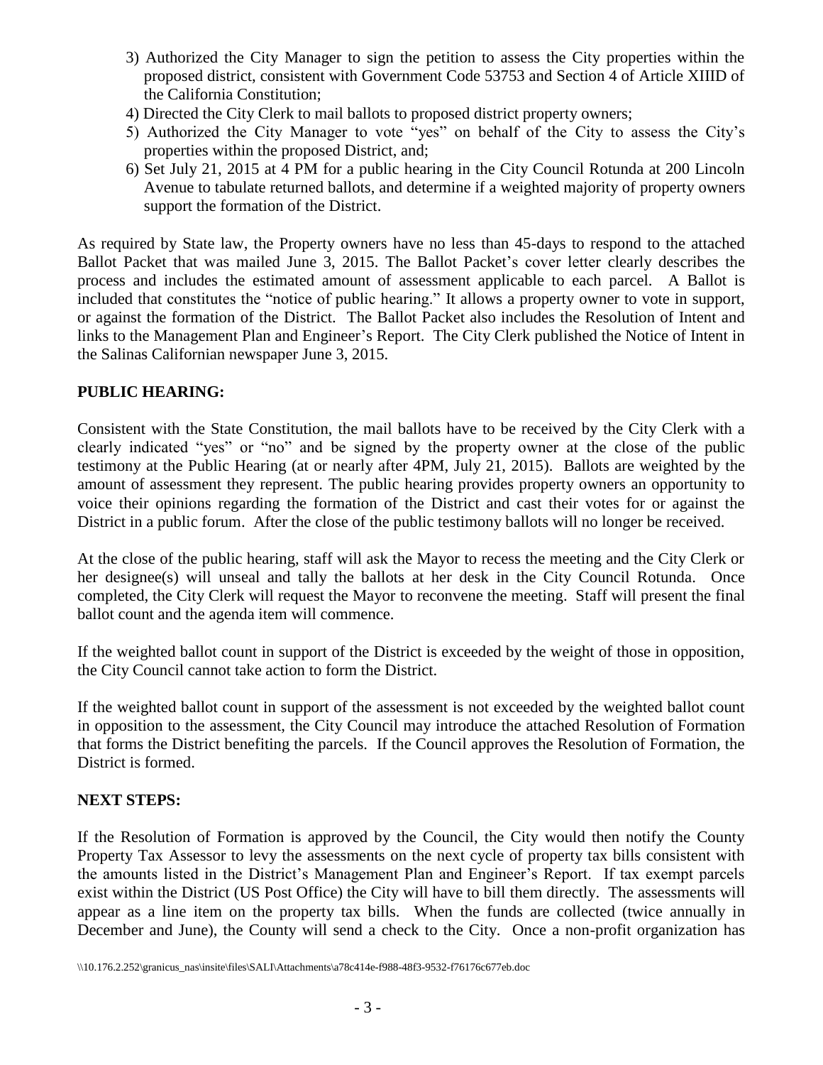3) Authorized the City Manager to sign the petition to assess the City properties within the proposed district, consistent with Government Code 53753 and Section 4 of Article XIIID of the California Constitution;
4) Directed the City Clerk to mail ballots to proposed district property owners;
5) Authorized the City Manager to vote "yes" on behalf of the City to assess the City's properties within the proposed District, and;
6) Set July 21, 2015 at 4 PM for a public hearing in the City Council Rotunda at 200 Lincoln Avenue to tabulate returned ballots, and determine if a weighted majority of property owners support the formation of the District.

As required by State law, the Property owners have no less than 45-days to respond to the attached Ballot Packet that was mailed June 3, 2015. The Ballot Packet's cover letter clearly describes the process and includes the estimated amount of assessment applicable to each parcel. A Ballot is included that constitutes the "notice of public hearing." It allows a property owner to vote in support, or against the formation of the District. The Ballot Packet also includes the Resolution of Intent and links to the Management Plan and Engineer's Report. The City Clerk published the Notice of Intent in the Salinas Californian newspaper June 3, 2015.

**PUBLIC HEARING:**

Consistent with the State Constitution, the mail ballots have to be received by the City Clerk with a clearly indicated "yes" or "no" and be signed by the property owner at the close of the public testimony at the Public Hearing (at or nearly after 4PM, July 21, 2015). Ballots are weighted by the amount of assessment they represent. The public hearing provides property owners an opportunity to voice their opinions regarding the formation of the District and cast their votes for or against the District in a public forum. After the close of the public testimony ballots will no longer be received.

At the close of the public hearing, staff will ask the Mayor to recess the meeting and the City Clerk or her designee(s) will unseal and tally the ballots at her desk in the City Council Rotunda. Once completed, the City Clerk will request the Mayor to reconvene the meeting. Staff will present the final ballot count and the agenda item will commence.

If the weighted ballot count in support of the District is exceeded by the weight of those in opposition, the City Council cannot take action to form the District.

If the weighted ballot count in support of the assessment is not exceeded by the weighted ballot count in opposition to the assessment, the City Council may introduce the attached Resolution of Formation that forms the District benefiting the parcels. If the Council approves the Resolution of Formation, the District is formed.

**NEXT STEPS:**

If the Resolution of Formation is approved by the Council, the City would then notify the County Property Tax Assessor to levy the assessments on the next cycle of property tax bills consistent with the amounts listed in the District's Management Plan and Engineer's Report. If tax exempt parcels exist within the District (US Post Office) the City will have to bill them directly. The assessments will appear as a line item on the property tax bills. When the funds are collected (twice annually in December and June), the County will send a check to the City. Once a non-profit organization has

\\10.176.2.252\granicus_nas\insite\files\SALI\Attachments\a78c414e-f988-48f3-9532-f76176c677eb.doc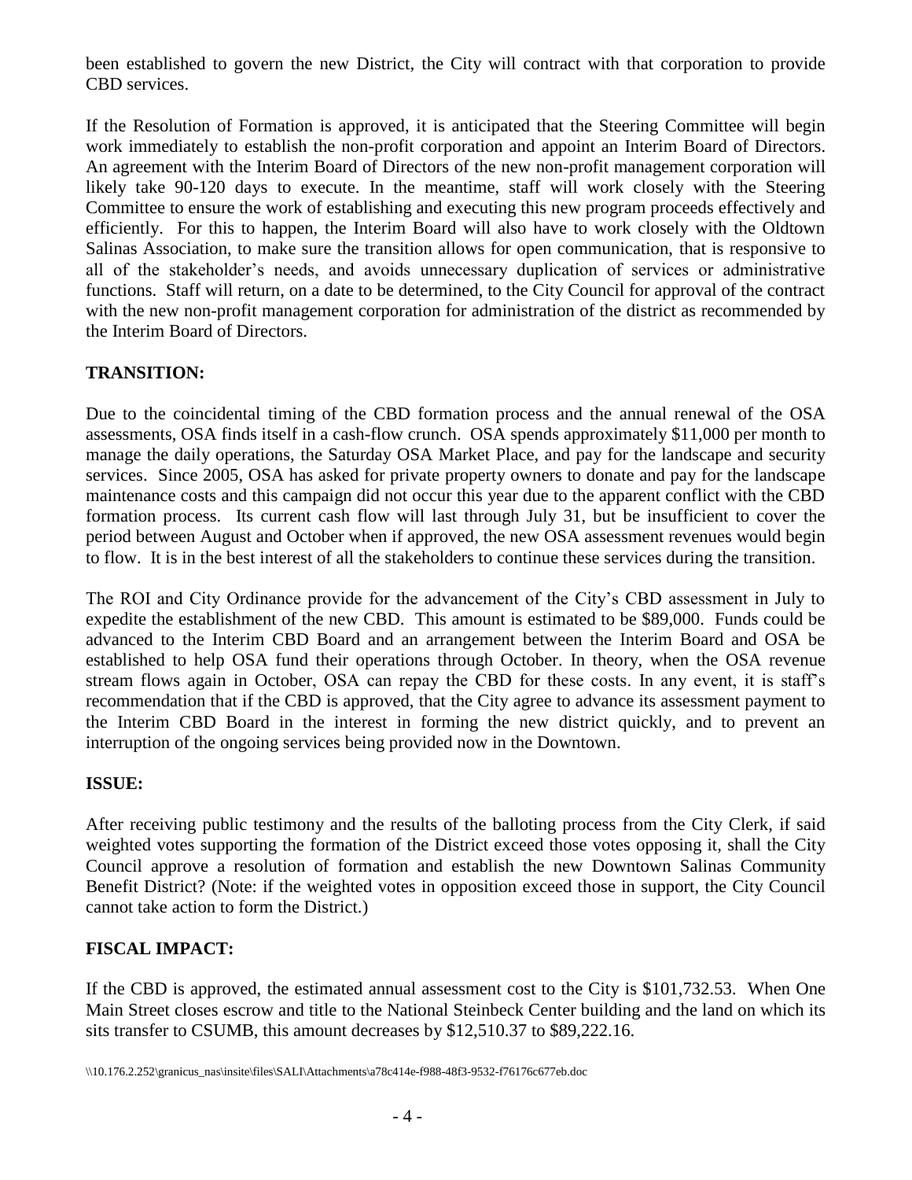been established to govern the new District, the City will contract with that corporation to provide CBD services.

If the Resolution of Formation is approved, it is anticipated that the Steering Committee will begin work immediately to establish the non-profit corporation and appoint an Interim Board of Directors. An agreement with the Interim Board of Directors of the new non-profit management corporation will likely take 90-120 days to execute. In the meantime, staff will work closely with the Steering Committee to ensure the work of establishing and executing this new program proceeds effectively and efficiently. For this to happen, the Interim Board will also have to work closely with the Oldtown Salinas Association, to make sure the transition allows for open communication, that is responsive to all of the stakeholder's needs, and avoids unnecessary duplication of services or administrative functions. Staff will return, on a date to be determined, to the City Council for approval of the contract with the new non-profit management corporation for administration of the district as recommended by the Interim Board of Directors.

## TRANSITION:

Due to the coincidental timing of the CBD formation process and the annual renewal of the OSA assessments, OSA finds itself in a cash-flow crunch. OSA spends approximately $11,000 per month to manage the daily operations, the Saturday OSA Market Place, and pay for the landscape and security services. Since 2005, OSA has asked for private property owners to donate and pay for the landscape maintenance costs and this campaign did not occur this year due to the apparent conflict with the CBD formation process. Its current cash flow will last through July 31, but be insufficient to cover the period between August and October when if approved, the new OSA assessment revenues would begin to flow. It is in the best interest of all the stakeholders to continue these services during the transition.

The ROI and City Ordinance provide for the advancement of the City's CBD assessment in July to expedite the establishment of the new CBD. This amount is estimated to be $89,000. Funds could be advanced to the Interim CBD Board and an arrangement between the Interim Board and OSA be established to help OSA fund their operations through October. In theory, when the OSA revenue stream flows again in October, OSA can repay the CBD for these costs. In any event, it is staff's recommendation that if the CBD is approved, that the City agree to advance its assessment payment to the Interim CBD Board in the interest in forming the new district quickly, and to prevent an interruption of the ongoing services being provided now in the Downtown.

## ISSUE:

After receiving public testimony and the results of the balloting process from the City Clerk, if said weighted votes supporting the formation of the District exceed those votes opposing it, shall the City Council approve a resolution of formation and establish the new Downtown Salinas Community Benefit District? (Note: if the weighted votes in opposition exceed those in support, the City Council cannot take action to form the District.)

## FISCAL IMPACT:

If the CBD is approved, the estimated annual assessment cost to the City is $101,732.53. When One Main Street closes escrow and title to the National Steinbeck Center building and the land on which its sits transfer to CSUMB, this amount decreases by $12,510.37 to $89,222.16.

\\10.176.2.252\granicus_nas\insite\files\SALI\Attachments\a78c414e-f988-48f3-9532-f76176c677eb.doc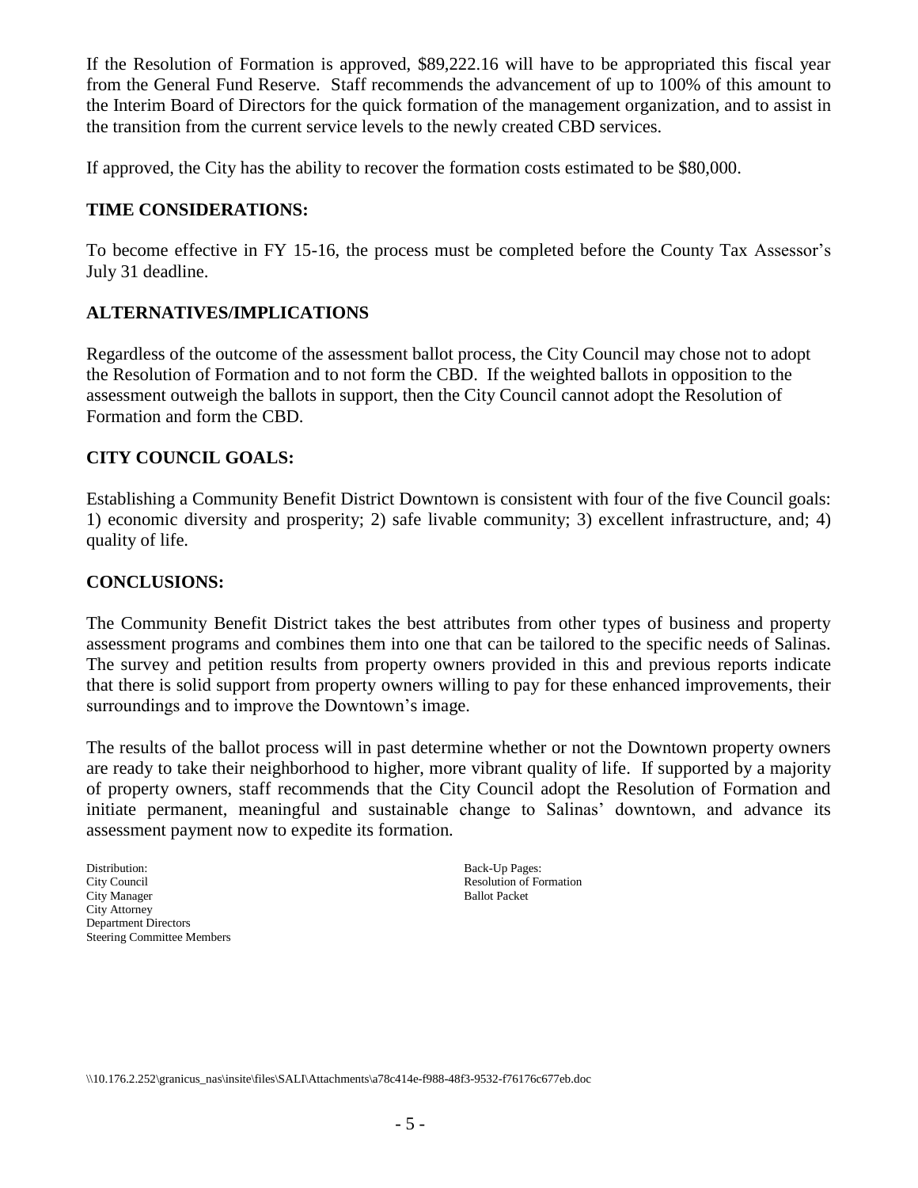If the Resolution of Formation is approved, $89,222.16 will have to be appropriated this fiscal year from the General Fund Reserve. Staff recommends the advancement of up to 100% of this amount to the Interim Board of Directors for the quick formation of the management organization, and to assist in the transition from the current service levels to the newly created CBD services.

If approved, the City has the ability to recover the formation costs estimated to be $80,000.

## TIME CONSIDERATIONS:

To become effective in FY 15-16, the process must be completed before the County Tax Assessor's July 31 deadline.

## ALTERNATIVES/IMPLICATIONS

Regardless of the outcome of the assessment ballot process, the City Council may chose not to adopt the Resolution of Formation and to not form the CBD. If the weighted ballots in opposition to the assessment outweigh the ballots in support, then the City Council cannot adopt the Resolution of Formation and form the CBD.

## CITY COUNCIL GOALS:

Establishing a Community Benefit District Downtown is consistent with four of the five Council goals: 1) economic diversity and prosperity; 2) safe livable community; 3) excellent infrastructure, and; 4) quality of life.

## CONCLUSIONS:

The Community Benefit District takes the best attributes from other types of business and property assessment programs and combines them into one that can be tailored to the specific needs of Salinas. The survey and petition results from property owners provided in this and previous reports indicate that there is solid support from property owners willing to pay for these enhanced improvements, their surroundings and to improve the Downtown's image.

The results of the ballot process will in past determine whether or not the Downtown property owners are ready to take their neighborhood to higher, more vibrant quality of life. If supported by a majority of property owners, staff recommends that the City Council adopt the Resolution of Formation and initiate permanent, meaningful and sustainable change to Salinas' downtown, and advance its assessment payment now to expedite its formation.

Distribution:
City Council
City Manager
City Attorney
Department Directors
Steering Committee Members

Back-Up Pages:
Resolution of Formation
Ballot Packet

\\10.176.2.252\granicus_nas\insite\files\SALI\Attachments\a78c414e-f988-48f3-9532-f76176c677eb.doc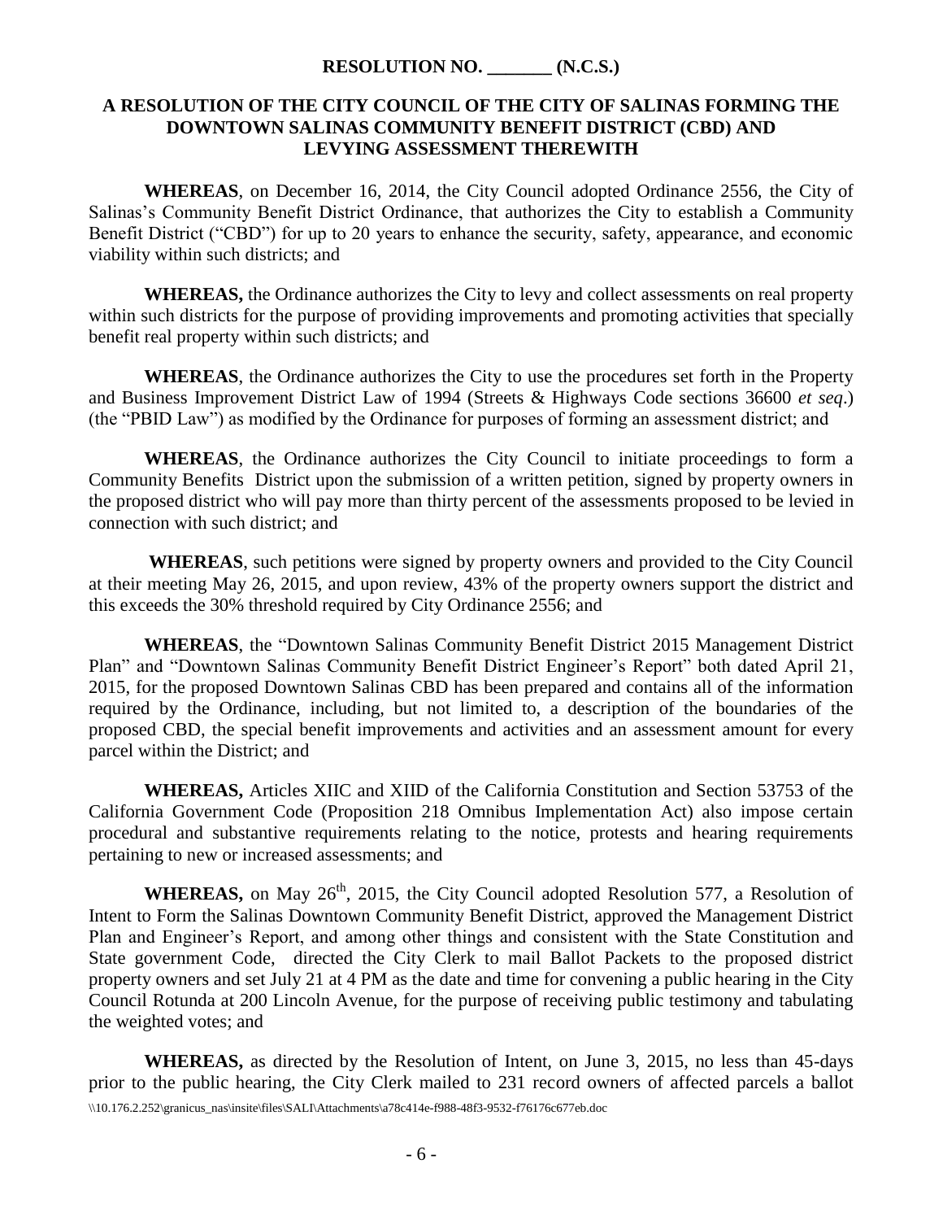**RESOLUTION NO. _______ (N.C.S.)**

**A RESOLUTION OF THE CITY COUNCIL OF THE CITY OF SALINAS FORMING THE DOWNTOWN SALINAS COMMUNITY BENEFIT DISTRICT (CBD) AND LEVYING ASSESSMENT THEREWITH**

**WHEREAS**, on December 16, 2014, the City Council adopted Ordinance 2556, the City of Salinas's Community Benefit District Ordinance, that authorizes the City to establish a Community Benefit District ("CBD") for up to 20 years to enhance the security, safety, appearance, and economic viability within such districts; and

**WHEREAS,** the Ordinance authorizes the City to levy and collect assessments on real property within such districts for the purpose of providing improvements and promoting activities that specially benefit real property within such districts; and

**WHEREAS**, the Ordinance authorizes the City to use the procedures set forth in the Property and Business Improvement District Law of 1994 (Streets & Highways Code sections 36600 *et seq*.) (the "PBID Law") as modified by the Ordinance for purposes of forming an assessment district; and

**WHEREAS**, the Ordinance authorizes the City Council to initiate proceedings to form a Community Benefits District upon the submission of a written petition, signed by property owners in the proposed district who will pay more than thirty percent of the assessments proposed to be levied in connection with such district; and

**WHEREAS**, such petitions were signed by property owners and provided to the City Council at their meeting May 26, 2015, and upon review, 43% of the property owners support the district and this exceeds the 30% threshold required by City Ordinance 2556; and

**WHEREAS**, the "Downtown Salinas Community Benefit District 2015 Management District Plan" and "Downtown Salinas Community Benefit District Engineer's Report" both dated April 21, 2015, for the proposed Downtown Salinas CBD has been prepared and contains all of the information required by the Ordinance, including, but not limited to, a description of the boundaries of the proposed CBD, the special benefit improvements and activities and an assessment amount for every parcel within the District; and

**WHEREAS,** Articles XIIC and XIID of the California Constitution and Section 53753 of the California Government Code (Proposition 218 Omnibus Implementation Act) also impose certain procedural and substantive requirements relating to the notice, protests and hearing requirements pertaining to new or increased assessments; and

**WHEREAS,** on May 26th, 2015, the City Council adopted Resolution 577, a Resolution of Intent to Form the Salinas Downtown Community Benefit District, approved the Management District Plan and Engineer's Report, and among other things and consistent with the State Constitution and State government Code, directed the City Clerk to mail Ballot Packets to the proposed district property owners and set July 21 at 4 PM as the date and time for convening a public hearing in the City Council Rotunda at 200 Lincoln Avenue, for the purpose of receiving public testimony and tabulating the weighted votes; and

**WHEREAS,** as directed by the Resolution of Intent, on June 3, 2015, no less than 45-days prior to the public hearing, the City Clerk mailed to 231 record owners of affected parcels a ballot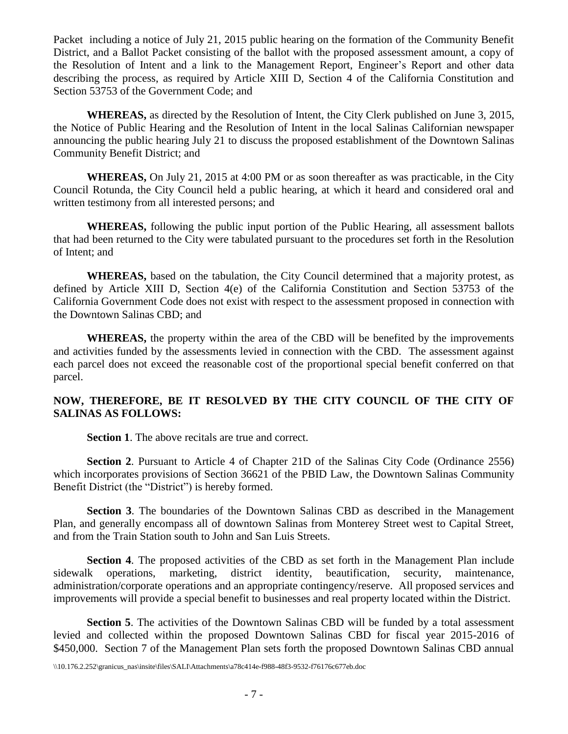Packet including a notice of July 21, 2015 public hearing on the formation of the Community Benefit District, and a Ballot Packet consisting of the ballot with the proposed assessment amount, a copy of the Resolution of Intent and a link to the Management Report, Engineer's Report and other data describing the process, as required by Article XIII D, Section 4 of the California Constitution and Section 53753 of the Government Code; and

**WHEREAS,** as directed by the Resolution of Intent, the City Clerk published on June 3, 2015, the Notice of Public Hearing and the Resolution of Intent in the local Salinas Californian newspaper announcing the public hearing July 21 to discuss the proposed establishment of the Downtown Salinas Community Benefit District; and

**WHEREAS,** On July 21, 2015 at 4:00 PM or as soon thereafter as was practicable, in the City Council Rotunda, the City Council held a public hearing, at which it heard and considered oral and written testimony from all interested persons; and

**WHEREAS,** following the public input portion of the Public Hearing, all assessment ballots that had been returned to the City were tabulated pursuant to the procedures set forth in the Resolution of Intent; and

**WHEREAS,** based on the tabulation, the City Council determined that a majority protest, as defined by Article XIII D, Section 4(e) of the California Constitution and Section 53753 of the California Government Code does not exist with respect to the assessment proposed in connection with the Downtown Salinas CBD; and

**WHEREAS,** the property within the area of the CBD will be benefited by the improvements and activities funded by the assessments levied in connection with the CBD. The assessment against each parcel does not exceed the reasonable cost of the proportional special benefit conferred on that parcel.

**NOW, THEREFORE, BE IT RESOLVED BY THE CITY COUNCIL OF THE CITY OF SALINAS AS FOLLOWS:**

**Section 1**. The above recitals are true and correct.

**Section 2**. Pursuant to Article 4 of Chapter 21D of the Salinas City Code (Ordinance 2556) which incorporates provisions of Section 36621 of the PBID Law, the Downtown Salinas Community Benefit District (the "District") is hereby formed.

**Section 3**. The boundaries of the Downtown Salinas CBD as described in the Management Plan, and generally encompass all of downtown Salinas from Monterey Street west to Capital Street, and from the Train Station south to John and San Luis Streets.

**Section 4**. The proposed activities of the CBD as set forth in the Management Plan include sidewalk operations, marketing, district identity, beautification, security, maintenance, administration/corporate operations and an appropriate contingency/reserve. All proposed services and improvements will provide a special benefit to businesses and real property located within the District.

**Section 5**. The activities of the Downtown Salinas CBD will be funded by a total assessment levied and collected within the proposed Downtown Salinas CBD for fiscal year 2015-2016 of $450,000. Section 7 of the Management Plan sets forth the proposed Downtown Salinas CBD annual

\\10.176.2.252\granicus_nas\insite\files\SALI\Attachments\a78c414e-f988-48f3-9532-f76176c677eb.doc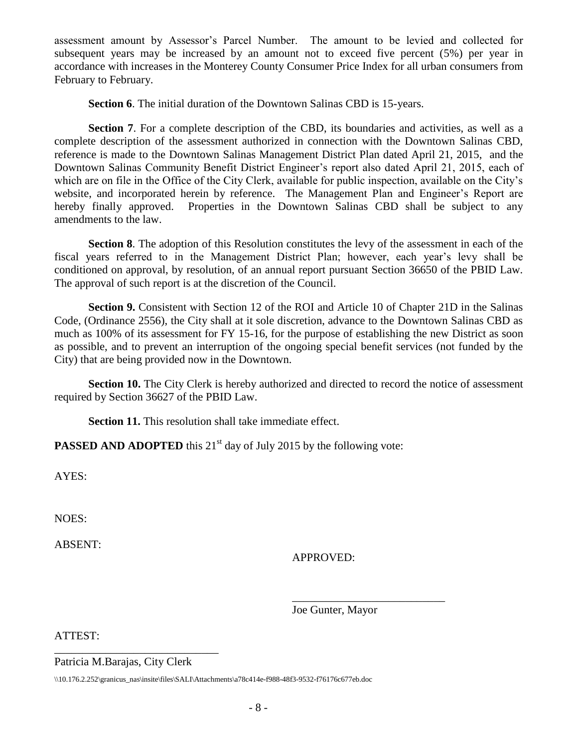assessment amount by Assessor's Parcel Number. The amount to be levied and collected for subsequent years may be increased by an amount not to exceed five percent (5%) per year in accordance with increases in the Monterey County Consumer Price Index for all urban consumers from February to February.

**Section 6**. The initial duration of the Downtown Salinas CBD is 15-years.

**Section 7**. For a complete description of the CBD, its boundaries and activities, as well as a complete description of the assessment authorized in connection with the Downtown Salinas CBD, reference is made to the Downtown Salinas Management District Plan dated April 21, 2015, and the Downtown Salinas Community Benefit District Engineer's report also dated April 21, 2015, each of which are on file in the Office of the City Clerk, available for public inspection, available on the City's website, and incorporated herein by reference. The Management Plan and Engineer's Report are hereby finally approved. Properties in the Downtown Salinas CBD shall be subject to any amendments to the law.

**Section 8**. The adoption of this Resolution constitutes the levy of the assessment in each of the fiscal years referred to in the Management District Plan; however, each year's levy shall be conditioned on approval, by resolution, of an annual report pursuant Section 36650 of the PBID Law. The approval of such report is at the discretion of the Council.

**Section 9.** Consistent with Section 12 of the ROI and Article 10 of Chapter 21D in the Salinas Code, (Ordinance 2556), the City shall at it sole discretion, advance to the Downtown Salinas CBD as much as 100% of its assessment for FY 15-16, for the purpose of establishing the new District as soon as possible, and to prevent an interruption of the ongoing special benefit services (not funded by the City) that are being provided now in the Downtown.

**Section 10.** The City Clerk is hereby authorized and directed to record the notice of assessment required by Section 36627 of the PBID Law.

**Section 11.** This resolution shall take immediate effect.

**PASSED AND ADOPTED** this 21st day of July 2015 by the following vote:

AYES:

NOES:

ABSENT:

APPROVED:

___________________________
Joe Gunter, Mayor

ATTEST:

______________________________
Patricia M.Barajas, City Clerk

\\10.176.2.252\granicus_nas\insite\files\SALI\Attachments\a78c414e-f988-48f3-9532-f76176c677eb.doc